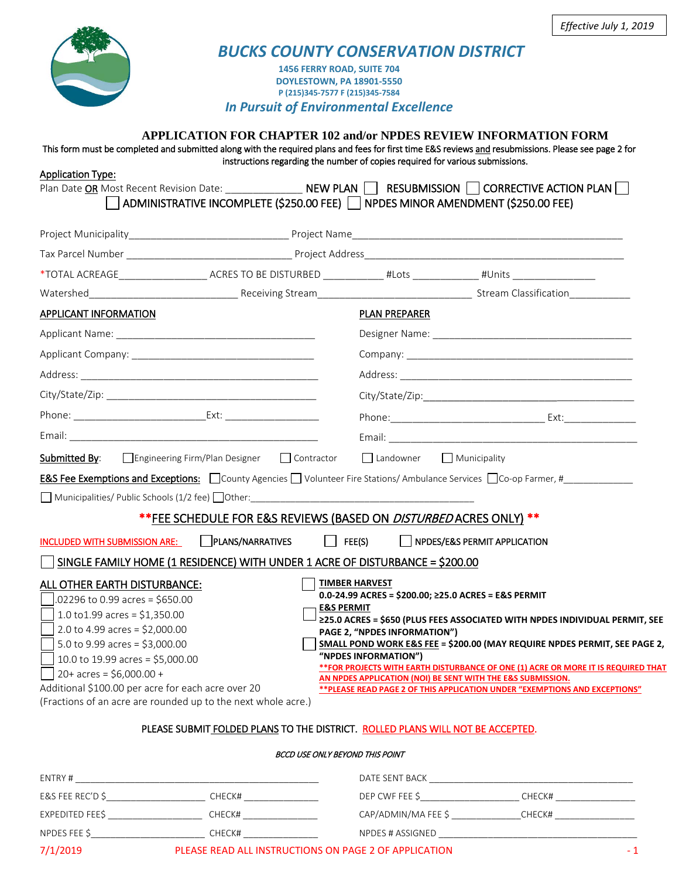*Effective July 1, 2019*

# BUCKS COUNTY CONSERVATION DISTRICT

**1456 FERRY ROAD, SUITE 704**
**DOYLESTOWN, PA 18901-5550**
**P (215)345-7577 F (215)345-7584**

*In Pursuit of Environmental Excellence*

## APPLICATION FOR CHAPTER 102 and/or NPDES REVIEW INFORMATION FORM

This form must be completed and submitted along with the required plans and fees for first time E&S reviews and resubmissions. Please see page 2 for instructions regarding the number of copies required for various submissions.

**Application Type:**

Plan Date OR Most Recent Revision Date: ______________ NEW PLAN ☐ RESUBMISSION ☐ CORRECTIVE ACTION PLAN ☐

☐ ADMINISTRATIVE INCOMPLETE ($250.00 FEE) ☐ NPDES MINOR AMENDMENT ($250.00 FEE)

Project Municipality____________________________ Project Name______________________________________________

Tax Parcel Number ____________________________ Project Address____________________________________________

*TOTAL ACREAGE________________ ACRES TO BE DISTURBED ___________ #Lots ____________ #Units _______________

Watershed__________________________ Receiving Stream___________________________ Stream Classification___________

**APPLICANT INFORMATION**

Applicant Name: ____________________________________

Applicant Company: _________________________________

Address: __________________________________________

City/State/Zip: ______________________________________

Phone: _______________________ Ext: _________________

Email: ____________________________________________

**PLAN PREPARER**

Designer Name: ____________________________________

Company: _________________________________________

Address: __________________________________________

City/State/Zip:______________________________________

Phone:____________________________ Ext:_____________

Email: ____________________________________________

**Submitted By:** ☐ Engineering Firm/Plan Designer ☐ Contractor ☐ Landowner ☐ Municipality

**E&S Fee Exemptions and Exceptions:** ☐ County Agencies ☐ Volunteer Fire Stations/ Ambulance Services ☐ Co-op Farmer, #_____________

☐ Municipalities/ Public Schools (1/2 fee) ☐ Other:__________________________________________

### **FEE SCHEDULE FOR E&S REVIEWS (BASED ON *DISTURBED* ACRES ONLY) **

INCLUDED WITH SUBMISSION ARE: ☐ PLANS/NARRATIVES ☐ FEE(S) ☐ NPDES/E&S PERMIT APPLICATION

☐ SINGLE FAMILY HOME (1 RESIDENCE) WITH UNDER 1 ACRE OF DISTURBANCE = $200.00

**ALL OTHER EARTH DISTURBANCE:**

- ☐ .02296 to 0.99 acres = $650.00
- ☐ 1.0 to1.99 acres = $1,350.00
- ☐ 2.0 to 4.99 acres = $2,000.00
- ☐ 5.0 to 9.99 acres = $3,000.00
- ☐ 10.0 to 19.99 acres = $5,000.00
- ☐ 20+ acres = $6,000.00 +

Additional $100.00 per acre for each acre over 20
(Fractions of an acre are rounded up to the next whole acre.)

☐ **TIMBER HARVEST**
**0.0-24.99 ACRES = $200.00; ≥25.0 ACRES = E&S PERMIT**

☐ **E&S PERMIT**
**≥25.0 ACRES = $650 (PLUS FEES ASSOCIATED WITH NPDES INDIVIDUAL PERMIT, SEE PAGE 2, "NPDES INFORMATION")**

☐ **SMALL POND WORK E&S FEE = $200.00 (MAY REQUIRE NPDES PERMIT, SEE PAGE 2, "NPDES INFORMATION")**

****FOR PROJECTS WITH EARTH DISTURBANCE OF ONE (1) ACRE OR MORE IT IS REQUIRED THAT AN NPDES APPLICATION (NOI) BE SENT WITH THE E&S SUBMISSION.**

****PLEASE READ PAGE 2 OF THIS APPLICATION UNDER "EXEMPTIONS AND EXCEPTIONS"**

PLEASE SUBMIT FOLDED PLANS TO THE DISTRICT. ROLLED PLANS WILL NOT BE ACCEPTED.

*BCCD USE ONLY BEYOND THIS POINT*

ENTRY # ______________________________________________

E&S FEE REC'D $___________________ CHECK# _______________

EXPEDITED FEE$ __________________ CHECK# _______________

NPDES FEE $______________________ CHECK# _______________

DATE SENT BACK ________________________________________

DEP CWF FEE $___________________ CHECK# ________________

CAP/ADMIN/MA FEE $ ______________CHECK# ________________

NPDES # ASSIGNED ________________________________________

7/1/2019 PLEASE READ ALL INSTRUCTIONS ON PAGE 2 OF APPLICATION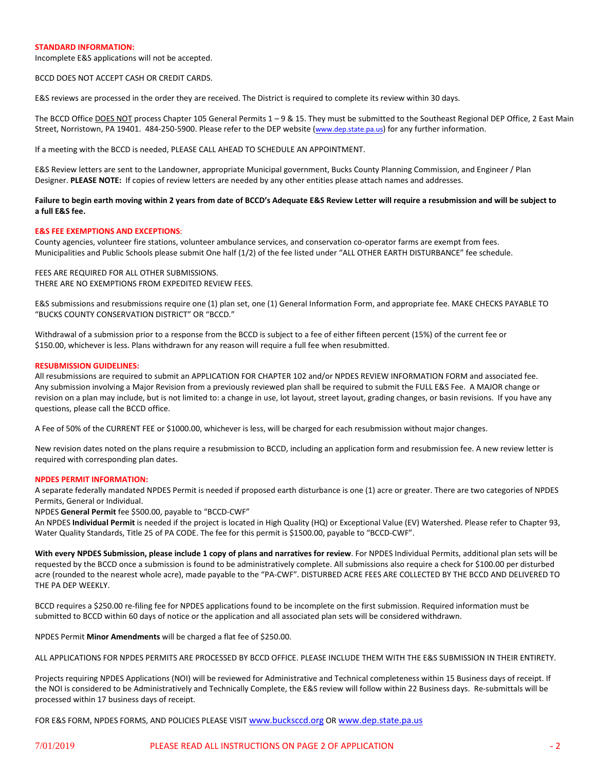## STANDARD INFORMATION:

Incomplete E&S applications will not be accepted.

BCCD DOES NOT ACCEPT CASH OR CREDIT CARDS.

E&S reviews are processed in the order they are received. The District is required to complete its review within 30 days.

The BCCD Office DOES NOT process Chapter 105 General Permits 1 – 9 & 15. They must be submitted to the Southeast Regional DEP Office, 2 East Main Street, Norristown, PA 19401. 484-250-5900. Please refer to the DEP website (www.dep.state.pa.us) for any further information.

If a meeting with the BCCD is needed, PLEASE CALL AHEAD TO SCHEDULE AN APPOINTMENT.

E&S Review letters are sent to the Landowner, appropriate Municipal government, Bucks County Planning Commission, and Engineer / Plan Designer. **PLEASE NOTE:** If copies of review letters are needed by any other entities please attach names and addresses.

**Failure to begin earth moving within 2 years from date of BCCD's Adequate E&S Review Letter will require a resubmission and will be subject to a full E&S fee.**

## E&S FEE EXEMPTIONS AND EXCEPTIONS:

County agencies, volunteer fire stations, volunteer ambulance services, and conservation co-operator farms are exempt from fees.
Municipalities and Public Schools please submit One half (1/2) of the fee listed under "ALL OTHER EARTH DISTURBANCE" fee schedule.

FEES ARE REQUIRED FOR ALL OTHER SUBMISSIONS.
THERE ARE NO EXEMPTIONS FROM EXPEDITED REVIEW FEES.

E&S submissions and resubmissions require one (1) plan set, one (1) General Information Form, and appropriate fee. MAKE CHECKS PAYABLE TO "BUCKS COUNTY CONSERVATION DISTRICT" OR "BCCD."

Withdrawal of a submission prior to a response from the BCCD is subject to a fee of either fifteen percent (15%) of the current fee or $150.00, whichever is less. Plans withdrawn for any reason will require a full fee when resubmitted.

## RESUBMISSION GUIDELINES:

All resubmissions are required to submit an APPLICATION FOR CHAPTER 102 and/or NPDES REVIEW INFORMATION FORM and associated fee. Any submission involving a Major Revision from a previously reviewed plan shall be required to submit the FULL E&S Fee. A MAJOR change or revision on a plan may include, but is not limited to: a change in use, lot layout, street layout, grading changes, or basin revisions. If you have any questions, please call the BCCD office.

A Fee of 50% of the CURRENT FEE or $1000.00, whichever is less, will be charged for each resubmission without major changes.

New revision dates noted on the plans require a resubmission to BCCD, including an application form and resubmission fee. A new review letter is required with corresponding plan dates.

## NPDES PERMIT INFORMATION:

A separate federally mandated NPDES Permit is needed if proposed earth disturbance is one (1) acre or greater. There are two categories of NPDES Permits, General or Individual.
NPDES **General Permit** fee $500.00, payable to "BCCD-CWF"
An NPDES **Individual Permit** is needed if the project is located in High Quality (HQ) or Exceptional Value (EV) Watershed. Please refer to Chapter 93, Water Quality Standards, Title 25 of PA CODE. The fee for this permit is $1500.00, payable to "BCCD-CWF".

**With every NPDES Submission, please include 1 copy of plans and narratives for review**. For NPDES Individual Permits, additional plan sets will be requested by the BCCD once a submission is found to be administratively complete. All submissions also require a check for $100.00 per disturbed acre (rounded to the nearest whole acre), made payable to the "PA-CWF". DISTURBED ACRE FEES ARE COLLECTED BY THE BCCD AND DELIVERED TO THE PA DEP WEEKLY.

BCCD requires a $250.00 re-filing fee for NPDES applications found to be incomplete on the first submission. Required information must be submitted to BCCD within 60 days of notice or the application and all associated plan sets will be considered withdrawn.

NPDES Permit **Minor Amendments** will be charged a flat fee of $250.00.

ALL APPLICATIONS FOR NPDES PERMITS ARE PROCESSED BY BCCD OFFICE. PLEASE INCLUDE THEM WITH THE E&S SUBMISSION IN THEIR ENTIRETY.

Projects requiring NPDES Applications (NOI) will be reviewed for Administrative and Technical completeness within 15 Business days of receipt. If the NOI is considered to be Administratively and Technically Complete, the E&S review will follow within 22 Business days. Re-submittals will be processed within 17 business days of receipt.

FOR E&S FORM, NPDES FORMS, AND POLICIES PLEASE VISIT www.buckscd.org OR www.dep.state.pa.us

7/01/2019 PLEASE READ ALL INSTRUCTIONS ON PAGE 2 OF APPLICATION